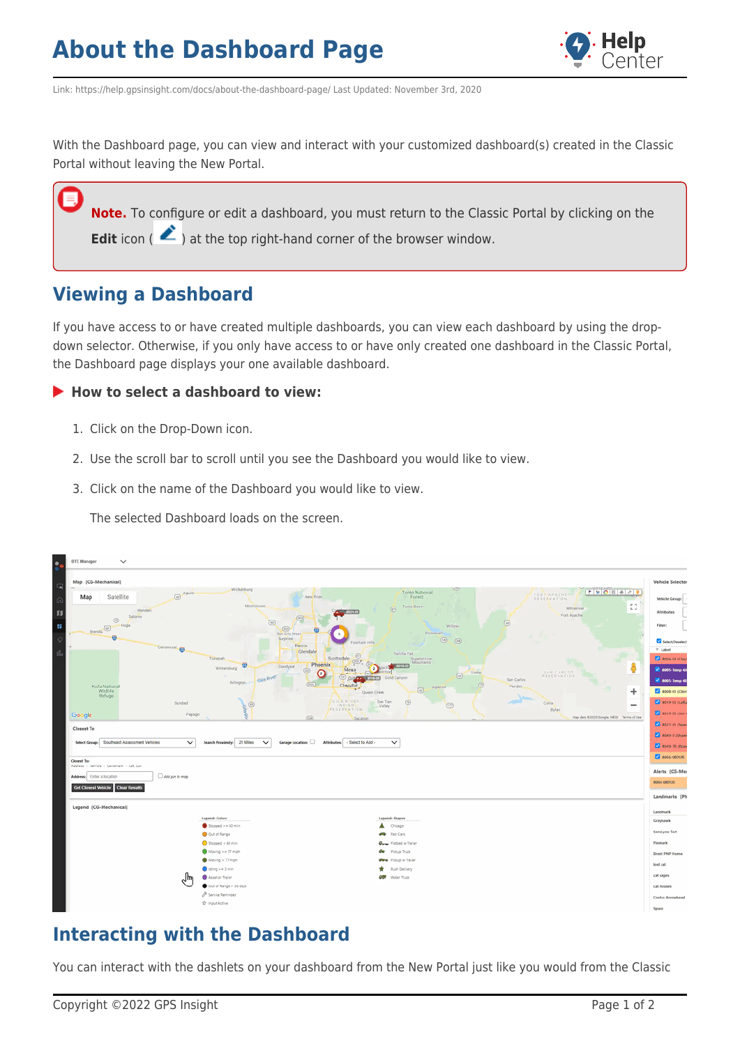# About the Dashboard Page

Link: https://help.gpsinsight.com/docs/about-the-dashboard-page/ Last Updated: November 3rd, 2020

With the Dashboard page, you can view and interact with your customized dashboard(s) created in the Classic Portal without leaving the New Portal.

> **Note.** To configure or edit a dashboard, you must return to the Classic Portal by clicking on the **Edit** icon ( ) at the top right-hand corner of the browser window.

## Viewing a Dashboard

If you have access to or have created multiple dashboards, you can view each dashboard by using the drop-down selector. Otherwise, if you only have access to or have only created one dashboard in the Classic Portal, the Dashboard page displays your one available dashboard.

### How to select a dashboard to view:

1. Click on the Drop-Down icon.
2. Use the scroll bar to scroll until you see the Dashboard you would like to view.
3. Click on the name of the Dashboard you would like to view.

   The selected Dashboard loads on the screen.

## Interacting with the Dashboard

You can interact with the dashlets on your dashboard from the New Portal just like you would from the Classic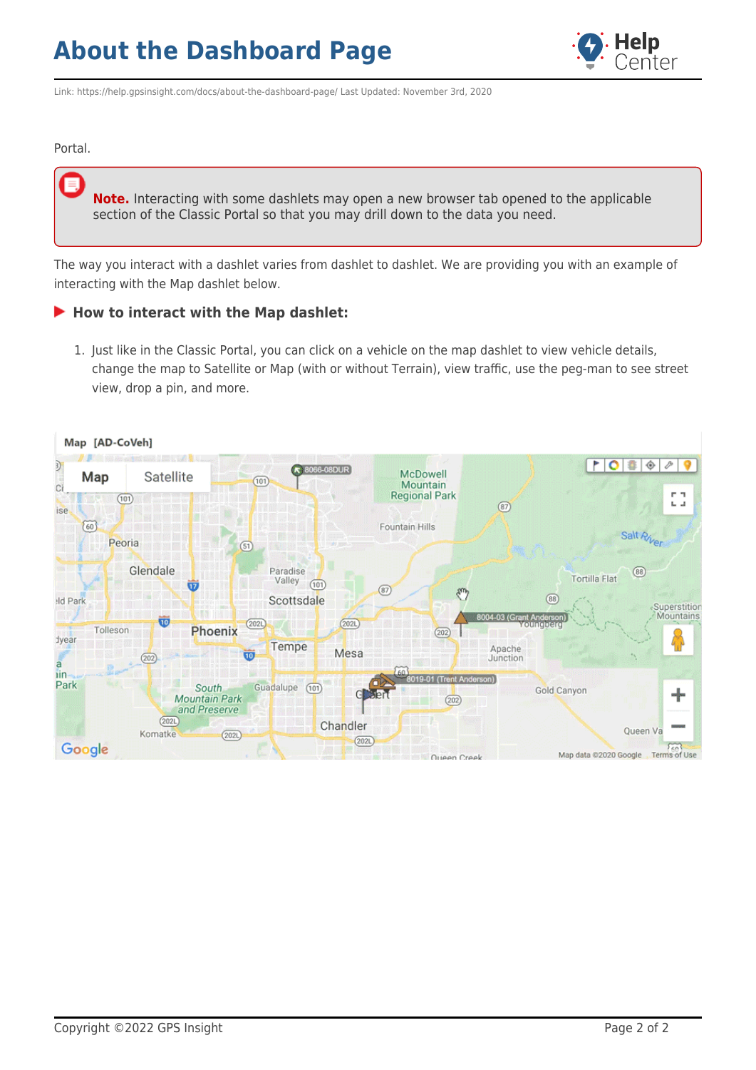Portal.

> **Note.** Interacting with some dashlets may open a new browser tab opened to the applicable section of the Classic Portal so that you may drill down to the data you need.

The way you interact with a dashlet varies from dashlet to dashlet. We are providing you with an example of interacting with the Map dashlet below.

### How to interact with the Map dashlet:

1. Just like in the Classic Portal, you can click on a vehicle on the map dashlet to view vehicle details, change the map to Satellite or Map (with or without Terrain), view traffic, use the peg-man to see street view, drop a pin, and more.